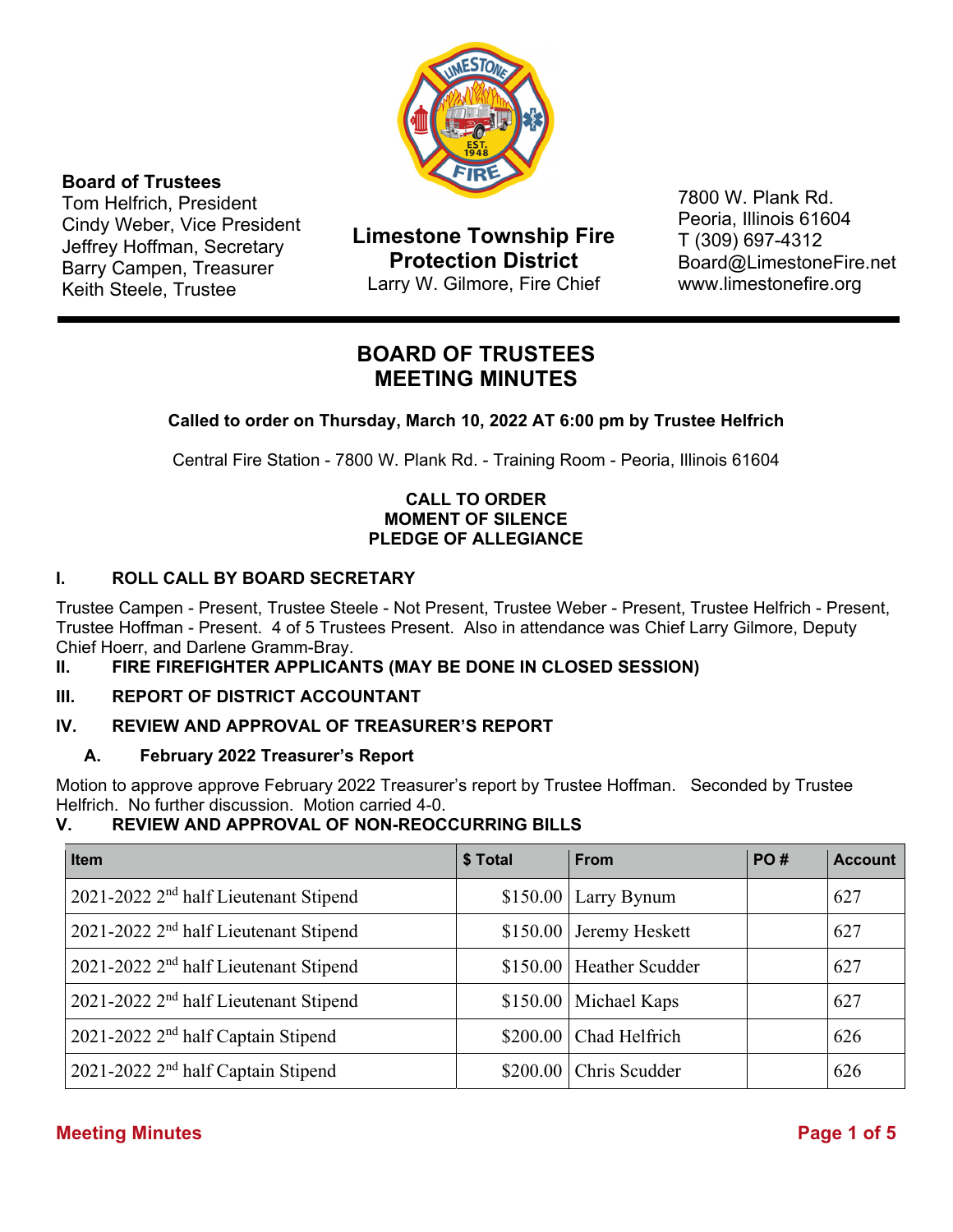**Board of Trustees**
Tom Helfrich, President
Cindy Weber, Vice President
Jeffrey Hoffman, Secretary
Barry Campen, Treasurer
Keith Steele, Trustee

**Limestone Township Fire Protection District**
Larry W. Gilmore, Fire Chief

7800 W. Plank Rd.
Peoria, Illinois 61604
T (309) 697-4312
Board@LimestoneFire.net
www.limestonefire.org

# BOARD OF TRUSTEES MEETING MINUTES

**Called to order on Thursday, March 10, 2022 AT 6:00 pm by Trustee Helfrich**

Central Fire Station - 7800 W. Plank Rd. - Training Room - Peoria, Illinois 61604

**CALL TO ORDER**
**MOMENT OF SILENCE**
**PLEDGE OF ALLEGIANCE**

## I. ROLL CALL BY BOARD SECRETARY

Trustee Campen - Present, Trustee Steele - Not Present, Trustee Weber - Present, Trustee Helfrich - Present, Trustee Hoffman - Present. 4 of 5 Trustees Present. Also in attendance was Chief Larry Gilmore, Deputy Chief Hoerr, and Darlene Gramm-Bray.

## II. FIRE FIREFIGHTER APPLICANTS (MAY BE DONE IN CLOSED SESSION)

## III. REPORT OF DISTRICT ACCOUNTANT

## IV. REVIEW AND APPROVAL OF TREASURER'S REPORT

### A. February 2022 Treasurer's Report

Motion to approve approve February 2022 Treasurer's report by Trustee Hoffman. Seconded by Trustee Helfrich. No further discussion. Motion carried 4-0.

## V. REVIEW AND APPROVAL OF NON-REOCCURRING BILLS

| Item | $ Total | From | PO # | Account |
|---|---|---|---|---|
| 2021-2022 2nd half Lieutenant Stipend | $150.00 | Larry Bynum | | 627 |
| 2021-2022 2nd half Lieutenant Stipend | $150.00 | Jeremy Heskett | | 627 |
| 2021-2022 2nd half Lieutenant Stipend | $150.00 | Heather Scudder | | 627 |
| 2021-2022 2nd half Lieutenant Stipend | $150.00 | Michael Kaps | | 627 |
| 2021-2022 2nd half Captain Stipend | $200.00 | Chad Helfrich | | 626 |
| 2021-2022 2nd half Captain Stipend | $200.00 | Chris Scudder | | 626 |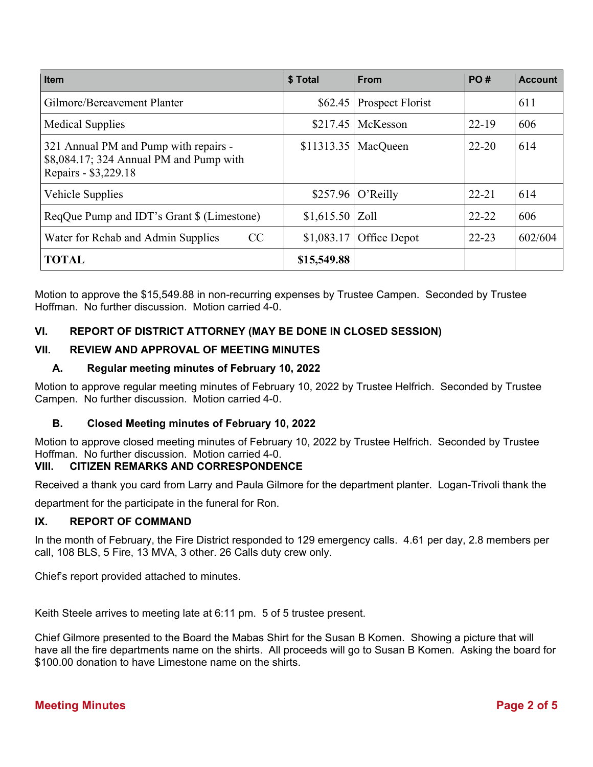| Item | $ Total | From | PO # | Account |
|---|---|---|---|---|
| Gilmore/Bereavement Planter | $62.45 | Prospect Florist | | 611 |
| Medical Supplies | $217.45 | McKesson | 22-19 | 606 |
| 321 Annual PM and Pump with repairs - $8,084.17; 324 Annual PM and Pump with Repairs - $3,229.18 | $11313.35 | MacQueen | 22-20 | 614 |
| Vehicle Supplies | $257.96 | O'Reilly | 22-21 | 614 |
| ReqQue Pump and IDT's Grant $ (Limestone) | $1,615.50 | Zoll | 22-22 | 606 |
| Water for Rehab and Admin Supplies CC | $1,083.17 | Office Depot | 22-23 | 602/604 |
| **TOTAL** | **$15,549.88** | | | |

Motion to approve the $15,549.88 in non-recurring expenses by Trustee Campen. Seconded by Trustee Hoffman. No further discussion. Motion carried 4-0.

## VI. REPORT OF DISTRICT ATTORNEY (MAY BE DONE IN CLOSED SESSION)

## VII. REVIEW AND APPROVAL OF MEETING MINUTES

### A. Regular meeting minutes of February 10, 2022

Motion to approve regular meeting minutes of February 10, 2022 by Trustee Helfrich. Seconded by Trustee Campen. No further discussion. Motion carried 4-0.

### B. Closed Meeting minutes of February 10, 2022

Motion to approve closed meeting minutes of February 10, 2022 by Trustee Helfrich. Seconded by Trustee Hoffman. No further discussion. Motion carried 4-0.

## VIII. CITIZEN REMARKS AND CORRESPONDENCE

Received a thank you card from Larry and Paula Gilmore for the department planter. Logan-Trivoli thank the department for the participate in the funeral for Ron.

## IX. REPORT OF COMMAND

In the month of February, the Fire District responded to 129 emergency calls. 4.61 per day, 2.8 members per call, 108 BLS, 5 Fire, 13 MVA, 3 other. 26 Calls duty crew only.

Chief's report provided attached to minutes.

Keith Steele arrives to meeting late at 6:11 pm. 5 of 5 trustee present.

Chief Gilmore presented to the Board the Mabas Shirt for the Susan B Komen. Showing a picture that will have all the fire departments name on the shirts. All proceeds will go to Susan B Komen. Asking the board for $100.00 donation to have Limestone name on the shirts.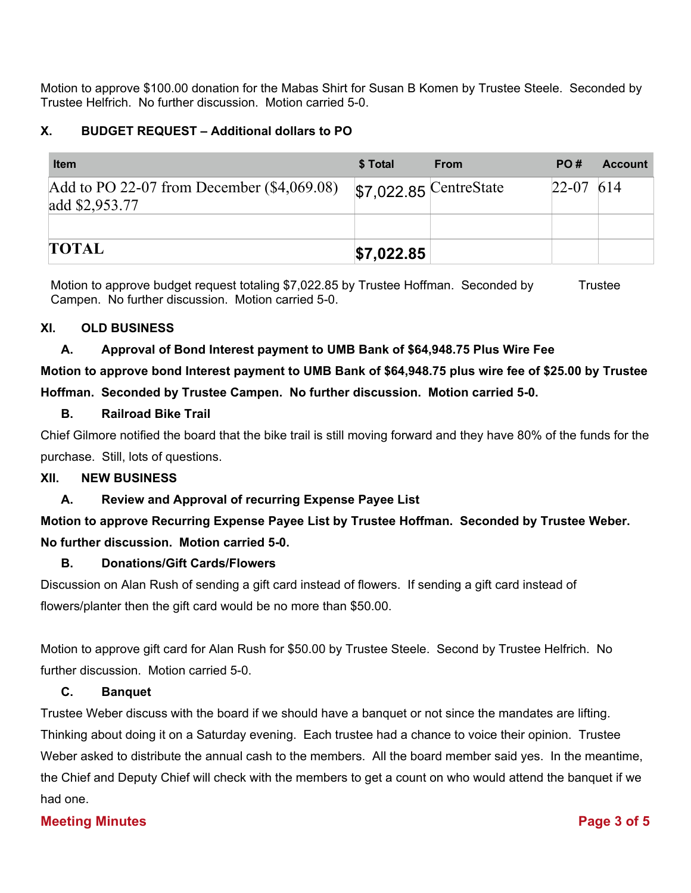Motion to approve $100.00 donation for the Mabas Shirt for Susan B Komen by Trustee Steele. Seconded by Trustee Helfrich. No further discussion. Motion carried 5-0.

## X. BUDGET REQUEST – Additional dollars to PO

| Item | $ Total | From | PO # | Account |
|---|---|---|---|---|
| Add to PO 22-07 from December ($4,069.08) add $2,953.77 | $7,022.85 | CentreState | 22-07 | 614 |
| | | | | |
| **TOTAL** | **$7,022.85** | | | |

Motion to approve budget request totaling $7,022.85 by Trustee Hoffman. Seconded by Trustee Campen. No further discussion. Motion carried 5-0.

## XI. OLD BUSINESS

### A. Approval of Bond Interest payment to UMB Bank of $64,948.75 Plus Wire Fee

**Motion to approve bond Interest payment to UMB Bank of $64,948.75 plus wire fee of $25.00 by Trustee Hoffman. Seconded by Trustee Campen. No further discussion. Motion carried 5-0.**

### B. Railroad Bike Trail

Chief Gilmore notified the board that the bike trail is still moving forward and they have 80% of the funds for the purchase. Still, lots of questions.

## XII. NEW BUSINESS

### A. Review and Approval of recurring Expense Payee List

**Motion to approve Recurring Expense Payee List by Trustee Hoffman. Seconded by Trustee Weber. No further discussion. Motion carried 5-0.**

### B. Donations/Gift Cards/Flowers

Discussion on Alan Rush of sending a gift card instead of flowers. If sending a gift card instead of flowers/planter then the gift card would be no more than $50.00.

Motion to approve gift card for Alan Rush for $50.00 by Trustee Steele. Second by Trustee Helfrich. No further discussion. Motion carried 5-0.

### C. Banquet

Trustee Weber discuss with the board if we should have a banquet or not since the mandates are lifting. Thinking about doing it on a Saturday evening. Each trustee had a chance to voice their opinion. Trustee Weber asked to distribute the annual cash to the members. All the board member said yes. In the meantime, the Chief and Deputy Chief will check with the members to get a count on who would attend the banquet if we had one.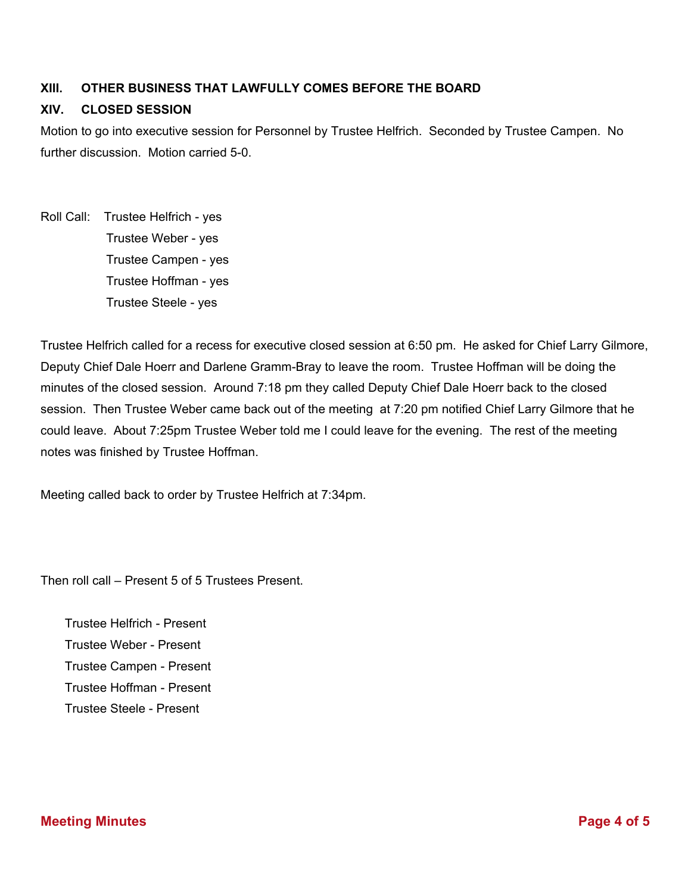## XIII. OTHER BUSINESS THAT LAWFULLY COMES BEFORE THE BOARD

## XIV. CLOSED SESSION

Motion to go into executive session for Personnel by Trustee Helfrich. Seconded by Trustee Campen. No further discussion. Motion carried 5-0.

Roll Call: Trustee Helfrich - yes
Trustee Weber - yes
Trustee Campen - yes
Trustee Hoffman - yes
Trustee Steele - yes

Trustee Helfrich called for a recess for executive closed session at 6:50 pm. He asked for Chief Larry Gilmore, Deputy Chief Dale Hoerr and Darlene Gramm-Bray to leave the room. Trustee Hoffman will be doing the minutes of the closed session. Around 7:18 pm they called Deputy Chief Dale Hoerr back to the closed session. Then Trustee Weber came back out of the meeting at 7:20 pm notified Chief Larry Gilmore that he could leave. About 7:25pm Trustee Weber told me I could leave for the evening. The rest of the meeting notes was finished by Trustee Hoffman.

Meeting called back to order by Trustee Helfrich at 7:34pm.

Then roll call – Present 5 of 5 Trustees Present.

Trustee Helfrich - Present
Trustee Weber - Present
Trustee Campen - Present
Trustee Hoffman - Present
Trustee Steele - Present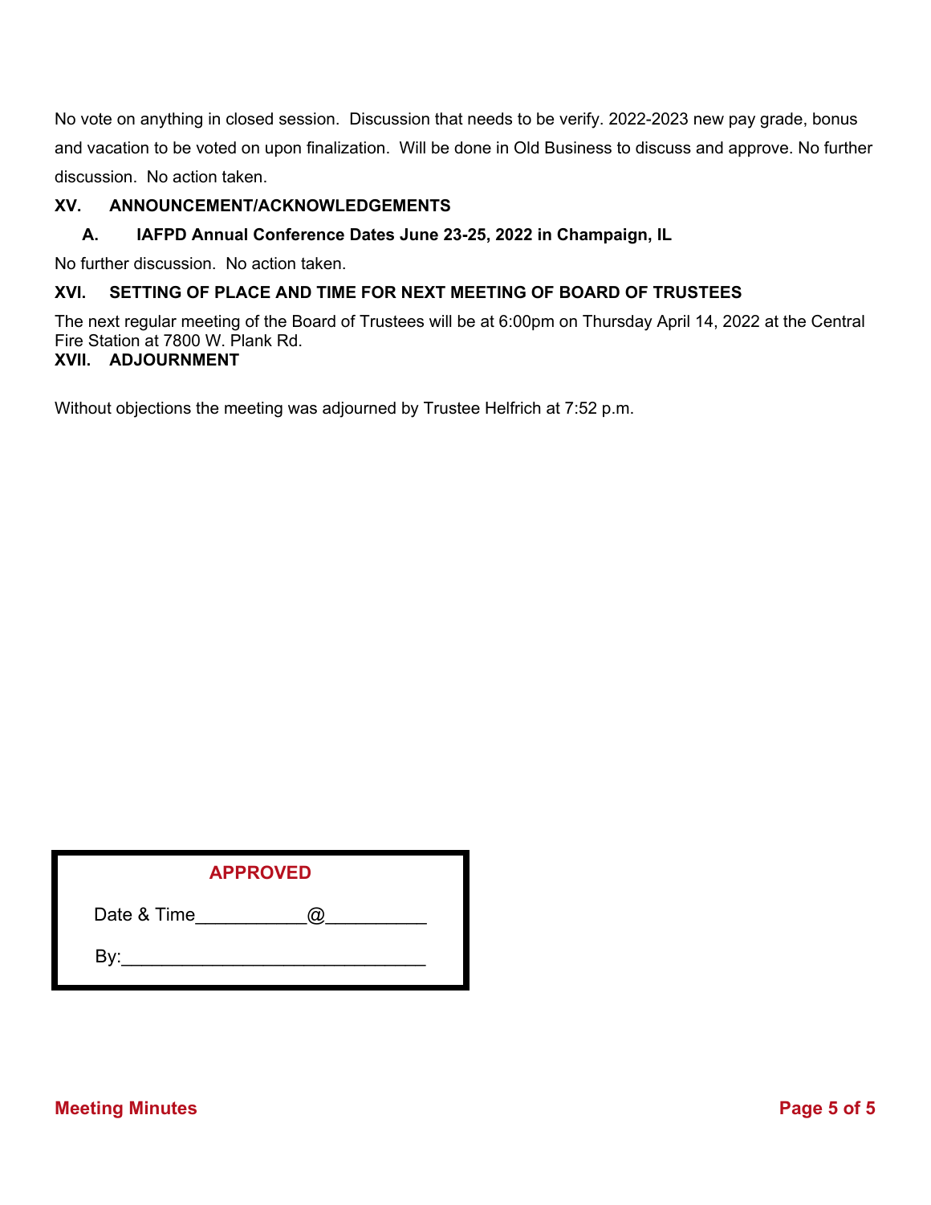No vote on anything in closed session. Discussion that needs to be verify. 2022-2023 new pay grade, bonus and vacation to be voted on upon finalization. Will be done in Old Business to discuss and approve. No further discussion. No action taken.

## XV. ANNOUNCEMENT/ACKNOWLEDGEMENTS

### A. IAFPD Annual Conference Dates June 23-25, 2022 in Champaign, IL

No further discussion. No action taken.

## XVI. SETTING OF PLACE AND TIME FOR NEXT MEETING OF BOARD OF TRUSTEES

The next regular meeting of the Board of Trustees will be at 6:00pm on Thursday April 14, 2022 at the Central Fire Station at 7800 W. Plank Rd.

## XVII. ADJOURNMENT

Without objections the meeting was adjourned by Trustee Helfrich at 7:52 p.m.

**APPROVED**

Date & Time__________@_________

By:_____________________________